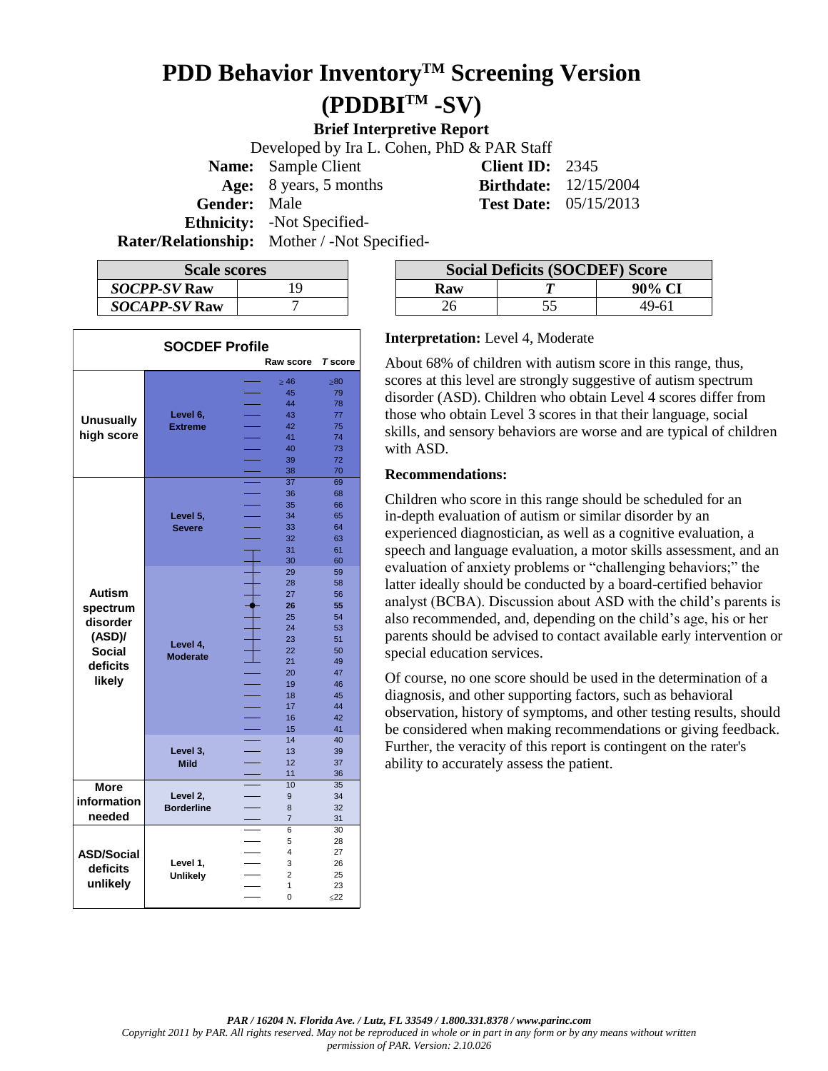# PDD Behavior Inventory™ Screening Version (PDDBI™ -SV)

**Brief Interpretive Report**

Developed by Ira L. Cohen, PhD & PAR Staff

| | | | |
|---|---|---|---|
| **Name:** | Sample Client | **Client ID:** | 2345 |
| **Age:** | 8 years, 5 months | **Birthdate:** | 12/15/2004 |
| **Gender:** | Male | **Test Date:** | 05/15/2013 |
| **Ethnicity:** | -Not Specified- | | |
| **Rater/Relationship:** | Mother / -Not Specified- | | |

| Scale scores | |
|---|---|
| ***SOCPP-SV* Raw** | 19 |
| ***SOCAPP-SV* Raw** | 7 |

| Social Deficits (SOCDEF) Score | | |
|---|---|---|
| **Raw** | ***T*** | **90% CI** |
| 26 | 55 | 49-61 |

**SOCDEF Profile**

| Category | Level | Raw score | *T* score |
|---|---|---|---|
| Unusually high score | Level 6, Extreme | ≥46 | ≥80 |
| | | 45 | 79 |
| | | 44 | 78 |
| | | 43 | 77 |
| | | 42 | 75 |
| | | 41 | 74 |
| | | 40 | 73 |
| | | 39 | 72 |
| | | 38 | 70 |
| Autism spectrum disorder (ASD)/ Social deficits likely | Level 5, Severe | 37 | 69 |
| | | 36 | 68 |
| | | 35 | 66 |
| | | 34 | 65 |
| | | 33 | 64 |
| | | 32 | 63 |
| | | 31 | 61 |
| | | 30 | 60 |
| | Level 4, Moderate | 29 | 59 |
| | | 28 | 58 |
| | | 27 | 56 |
| | | **26** | **55** |
| | | 25 | 54 |
| | | 24 | 53 |
| | | 23 | 51 |
| | | 22 | 50 |
| | | 21 | 49 |
| | | 20 | 47 |
| | | 19 | 46 |
| | | 18 | 45 |
| | | 17 | 44 |
| | | 16 | 42 |
| | | 15 | 41 |
| | Level 3, Mild | 14 | 40 |
| | | 13 | 39 |
| | | 12 | 37 |
| | | 11 | 36 |
| More information needed | Level 2, Borderline | 10 | 35 |
| | | 9 | 34 |
| | | 8 | 32 |
| | | 7 | 31 |
| ASD/Social deficits unlikely | Level 1, Unlikely | 6 | 30 |
| | | 5 | 28 |
| | | 4 | 27 |
| | | 3 | 26 |
| | | 2 | 25 |
| | | 1 | 23 |
| | | 0 | ≤22 |

**Interpretation:** Level 4, Moderate

About 68% of children with autism score in this range, thus, scores at this level are strongly suggestive of autism spectrum disorder (ASD). Children who obtain Level 4 scores differ from those who obtain Level 3 scores in that their language, social skills, and sensory behaviors are worse and are typical of children with ASD.

**Recommendations:**

Children who score in this range should be scheduled for an in-depth evaluation of autism or similar disorder by an experienced diagnostician, as well as a cognitive evaluation, a speech and language evaluation, a motor skills assessment, and an evaluation of anxiety problems or "challenging behaviors;" the latter ideally should be conducted by a board-certified behavior analyst (BCBA). Discussion about ASD with the child's parents is also recommended, and, depending on the child's age, his or her parents should be advised to contact available early intervention or special education services.

Of course, no one score should be used in the determination of a diagnosis, and other supporting factors, such as behavioral observation, history of symptoms, and other testing results, should be considered when making recommendations or giving feedback. Further, the veracity of this report is contingent on the rater's ability to accurately assess the patient.

*PAR / 16204 N. Florida Ave. / Lutz, FL 33549 / 1.800.331.8378 / www.parinc.com*

*Copyright 2011 by PAR. All rights reserved. May not be reproduced in whole or in part in any form or by any means without written permission of PAR. Version: 2.10.026*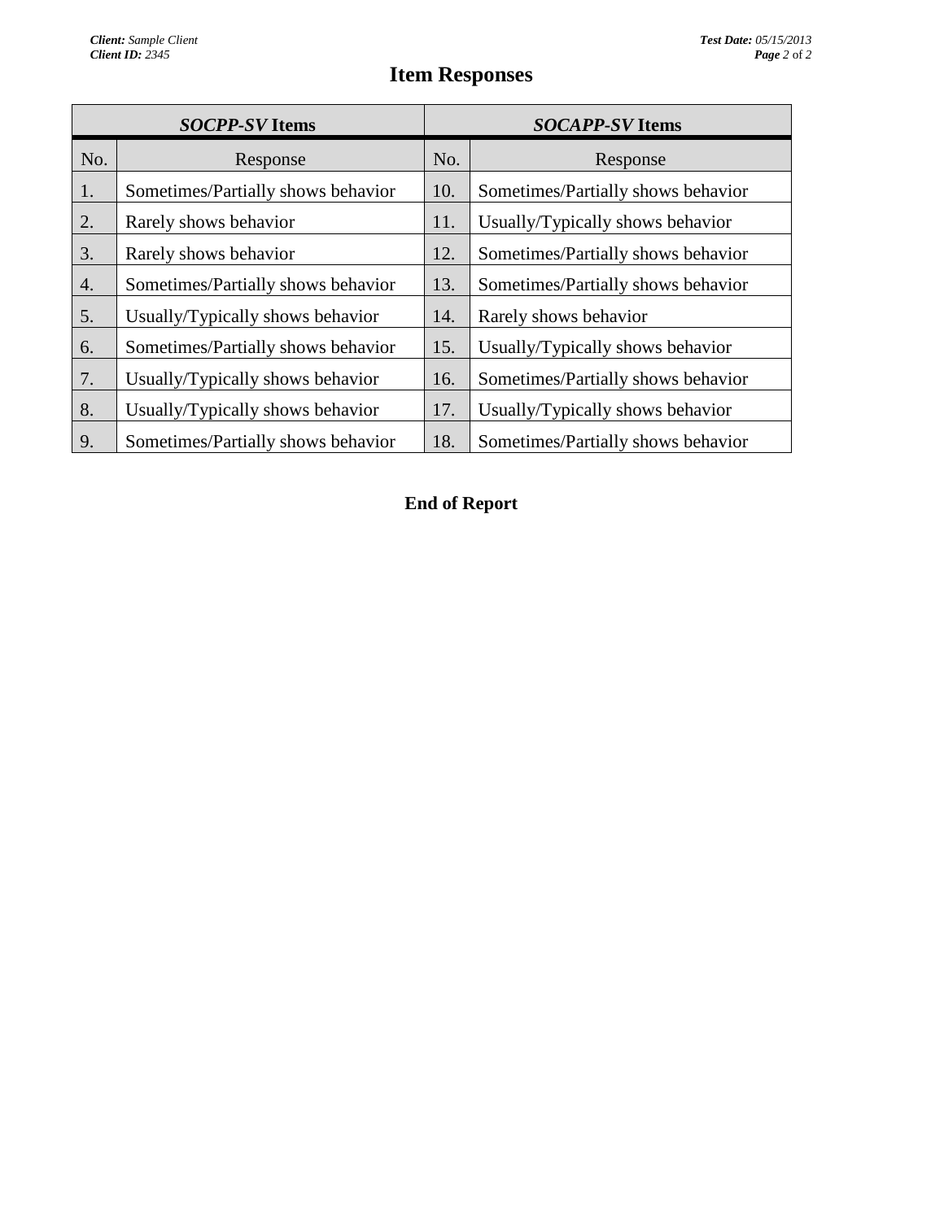# Item Responses

| ***SOCPP-SV* Items** | | ***SOCAPP-SV* Items** | |
|---|---|---|---|
| No. | Response | No. | Response |
| 1. | Sometimes/Partially shows behavior | 10. | Sometimes/Partially shows behavior |
| 2. | Rarely shows behavior | 11. | Usually/Typically shows behavior |
| 3. | Rarely shows behavior | 12. | Sometimes/Partially shows behavior |
| 4. | Sometimes/Partially shows behavior | 13. | Sometimes/Partially shows behavior |
| 5. | Usually/Typically shows behavior | 14. | Rarely shows behavior |
| 6. | Sometimes/Partially shows behavior | 15. | Usually/Typically shows behavior |
| 7. | Usually/Typically shows behavior | 16. | Sometimes/Partially shows behavior |
| 8. | Usually/Typically shows behavior | 17. | Usually/Typically shows behavior |
| 9. | Sometimes/Partially shows behavior | 18. | Sometimes/Partially shows behavior |

**End of Report**